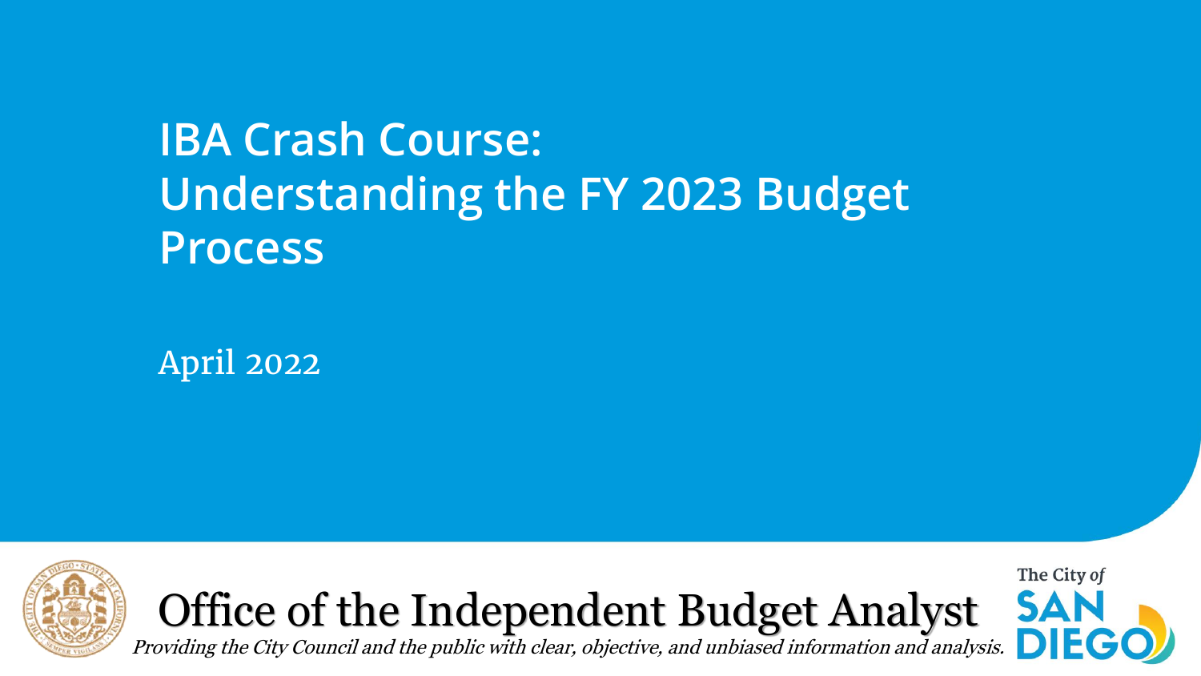# IBA Crash Course: Understanding the FY 2023 Budget Process

April 2022

Office of the Independent Budget Analyst

*Providing the City Council and the public with clear, objective, and unbiased information and analysis.*

The City of SAN DIEGO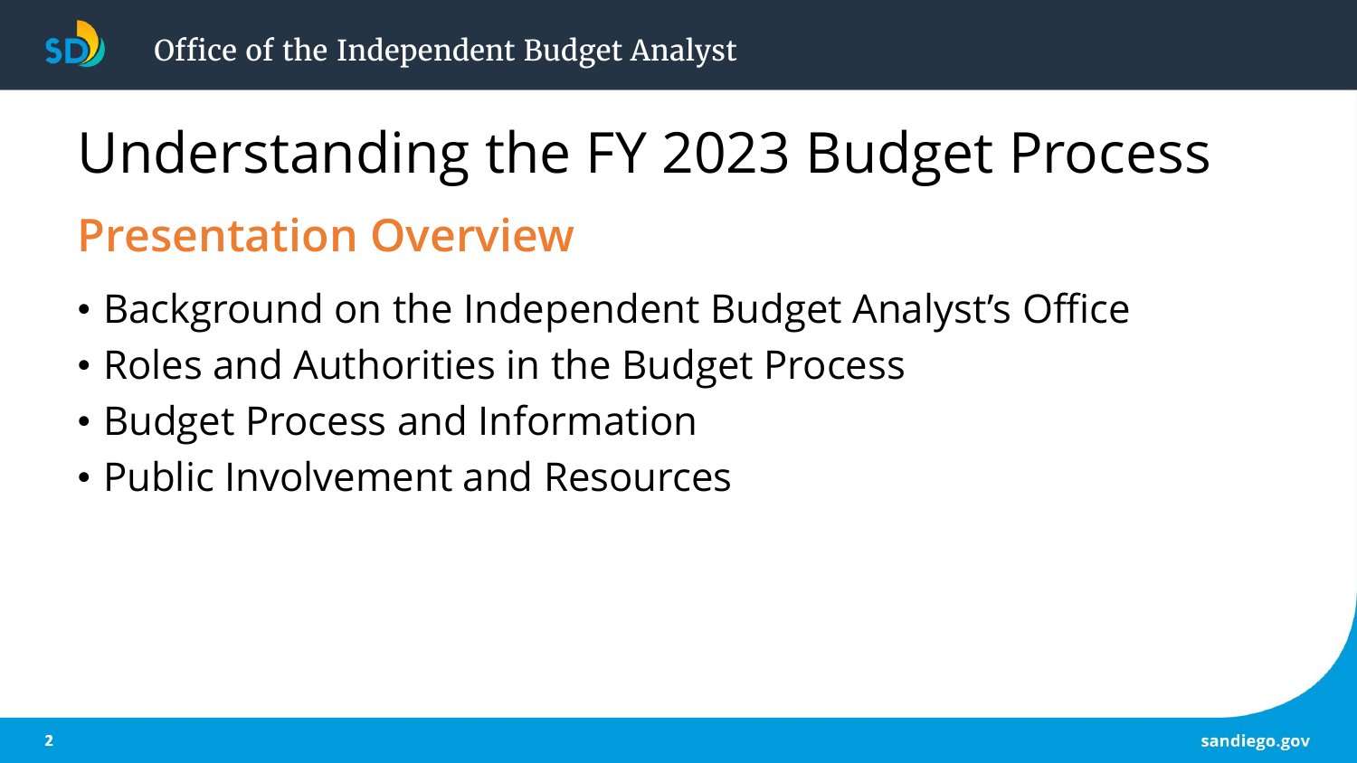# Understanding the FY 2023 Budget Process

## Presentation Overview

- Background on the Independent Budget Analyst's Office
- Roles and Authorities in the Budget Process
- Budget Process and Information
- Public Involvement and Resources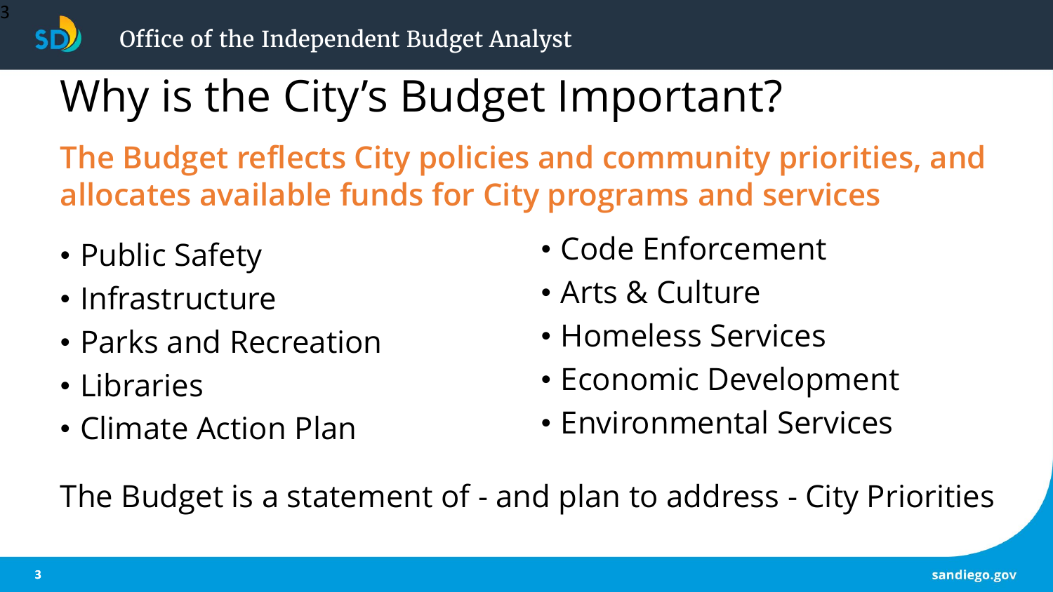# Why is the City's Budget Important?

**The Budget reflects City policies and community priorities, and allocates available funds for City programs and services**

- Public Safety
- Infrastructure
- Parks and Recreation
- Libraries
- Climate Action Plan
- Code Enforcement
- Arts & Culture
- Homeless Services
- Economic Development
- Environmental Services

The Budget is a statement of - and plan to address - City Priorities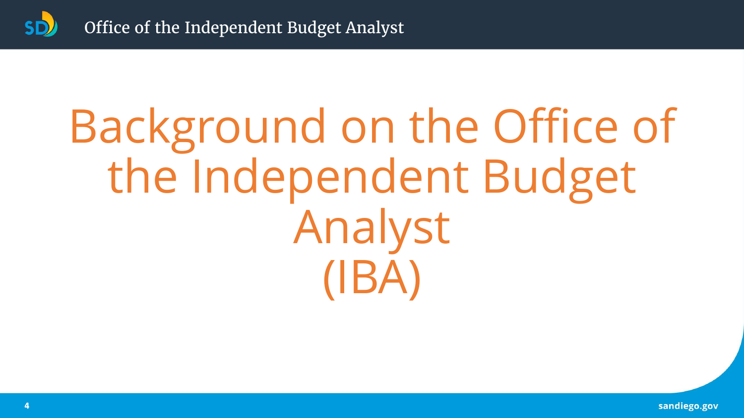# Background on the Office of the Independent Budget Analyst (IBA)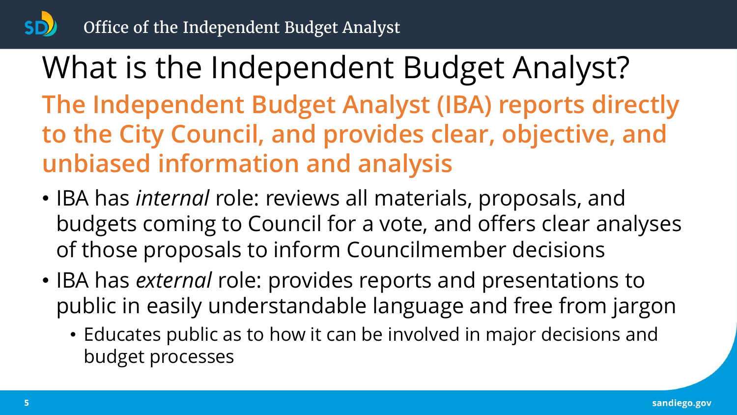# What is the Independent Budget Analyst?

## The Independent Budget Analyst (IBA) reports directly to the City Council, and provides clear, objective, and unbiased information and analysis

- IBA has *internal* role: reviews all materials, proposals, and budgets coming to Council for a vote, and offers clear analyses of those proposals to inform Councilmember decisions
- IBA has *external* role: provides reports and presentations to public in easily understandable language and free from jargon
  - Educates public as to how it can be involved in major decisions and budget processes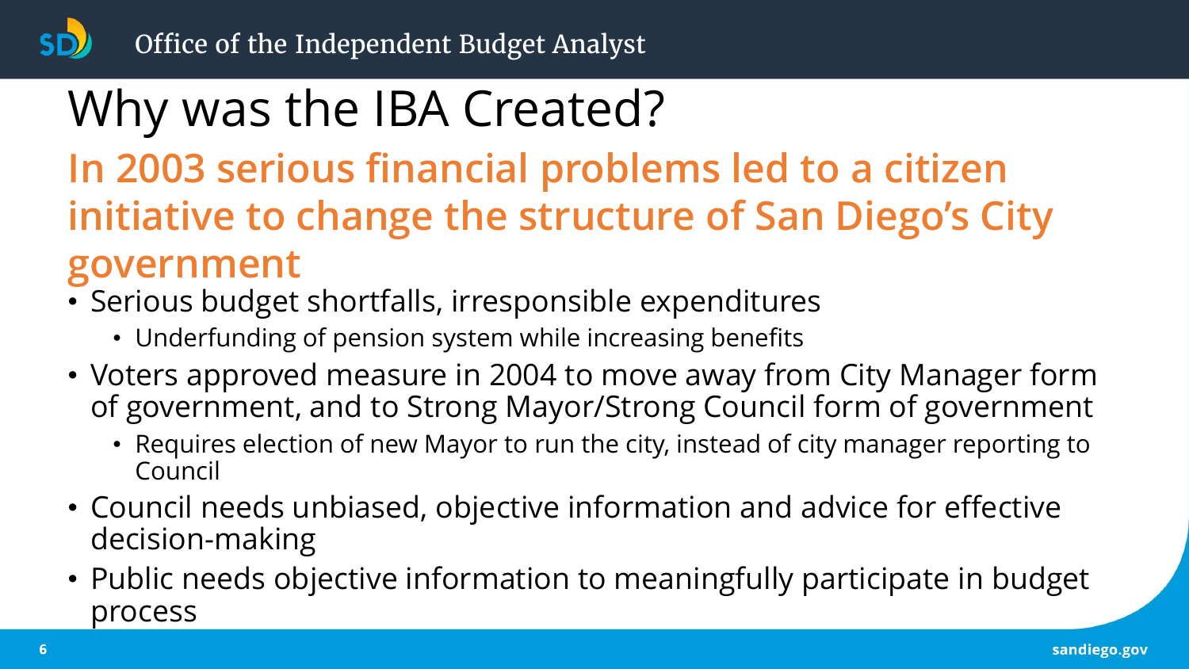# Why was the IBA Created?

## In 2003 serious financial problems led to a citizen initiative to change the structure of San Diego's City government

- Serious budget shortfalls, irresponsible expenditures
  - Underfunding of pension system while increasing benefits
- Voters approved measure in 2004 to move away from City Manager form of government, and to Strong Mayor/Strong Council form of government
  - Requires election of new Mayor to run the city, instead of city manager reporting to Council
- Council needs unbiased, objective information and advice for effective decision-making
- Public needs objective information to meaningfully participate in budget process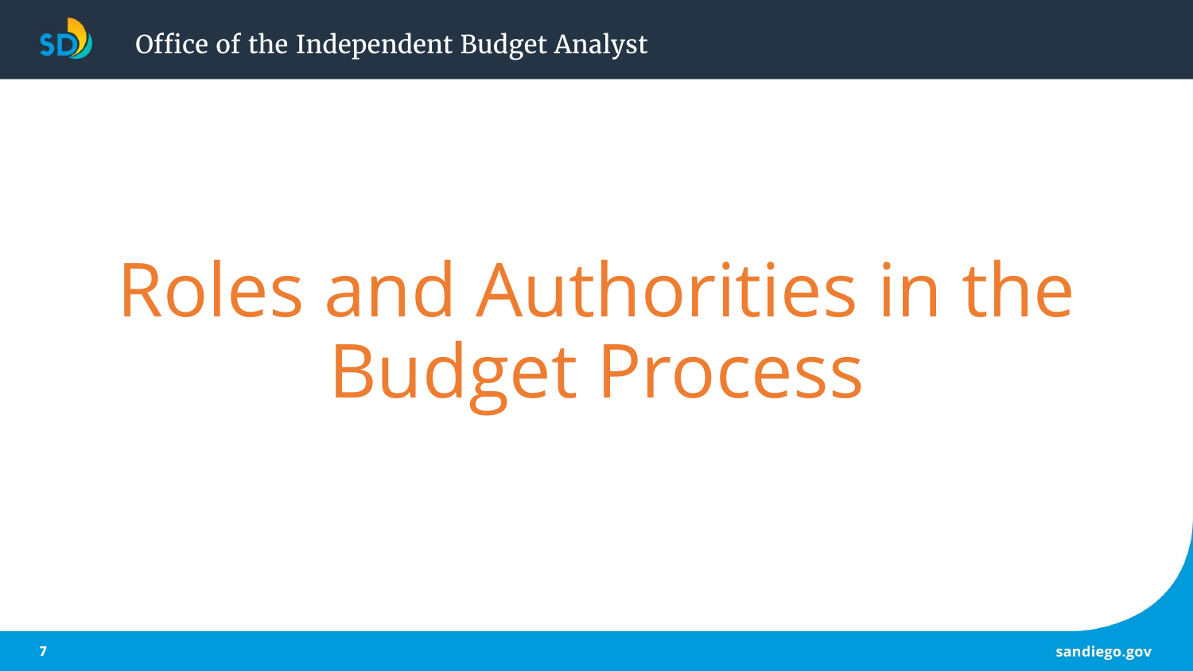# Roles and Authorities in the Budget Process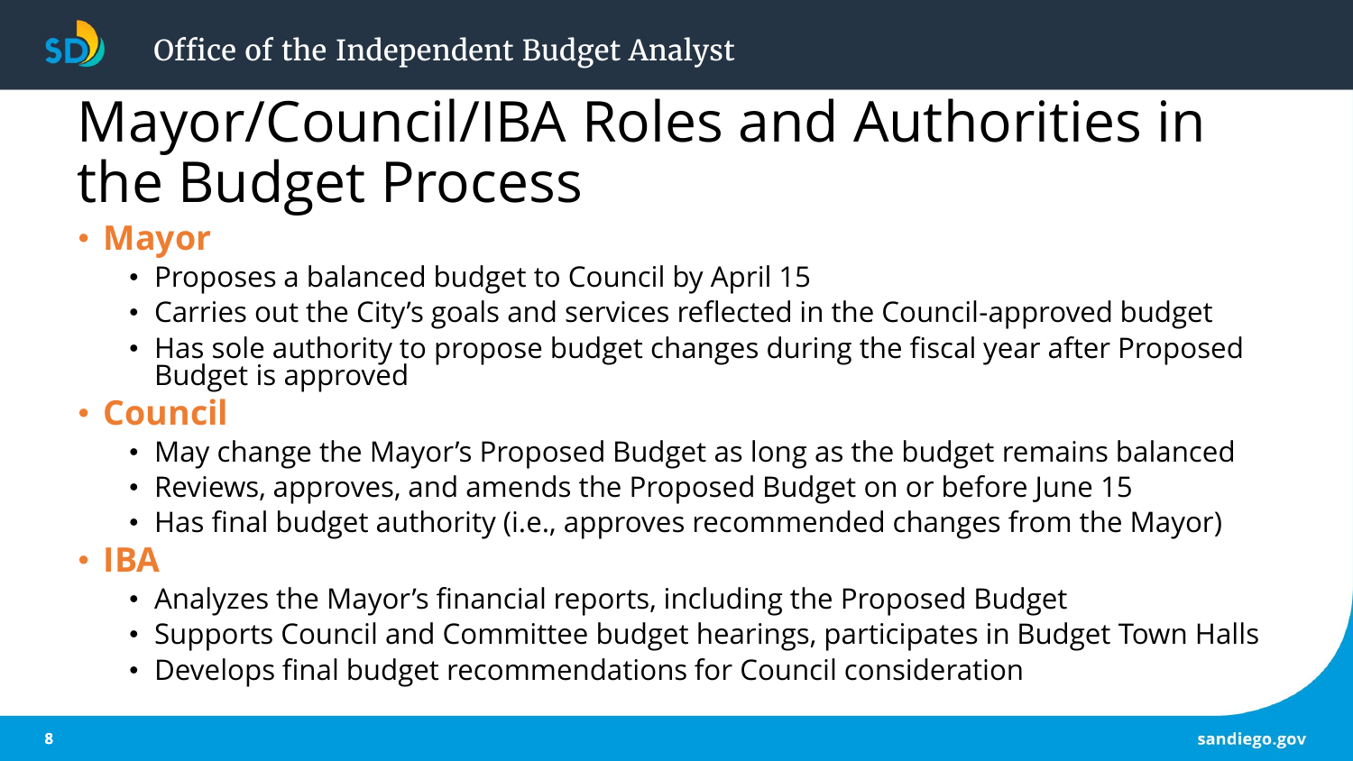# Mayor/Council/IBA Roles and Authorities in the Budget Process

- **Mayor**
  - Proposes a balanced budget to Council by April 15
  - Carries out the City's goals and services reflected in the Council-approved budget
  - Has sole authority to propose budget changes during the fiscal year after Proposed Budget is approved
- **Council**
  - May change the Mayor's Proposed Budget as long as the budget remains balanced
  - Reviews, approves, and amends the Proposed Budget on or before June 15
  - Has final budget authority (i.e., approves recommended changes from the Mayor)
- **IBA**
  - Analyzes the Mayor's financial reports, including the Proposed Budget
  - Supports Council and Committee budget hearings, participates in Budget Town Halls
  - Develops final budget recommendations for Council consideration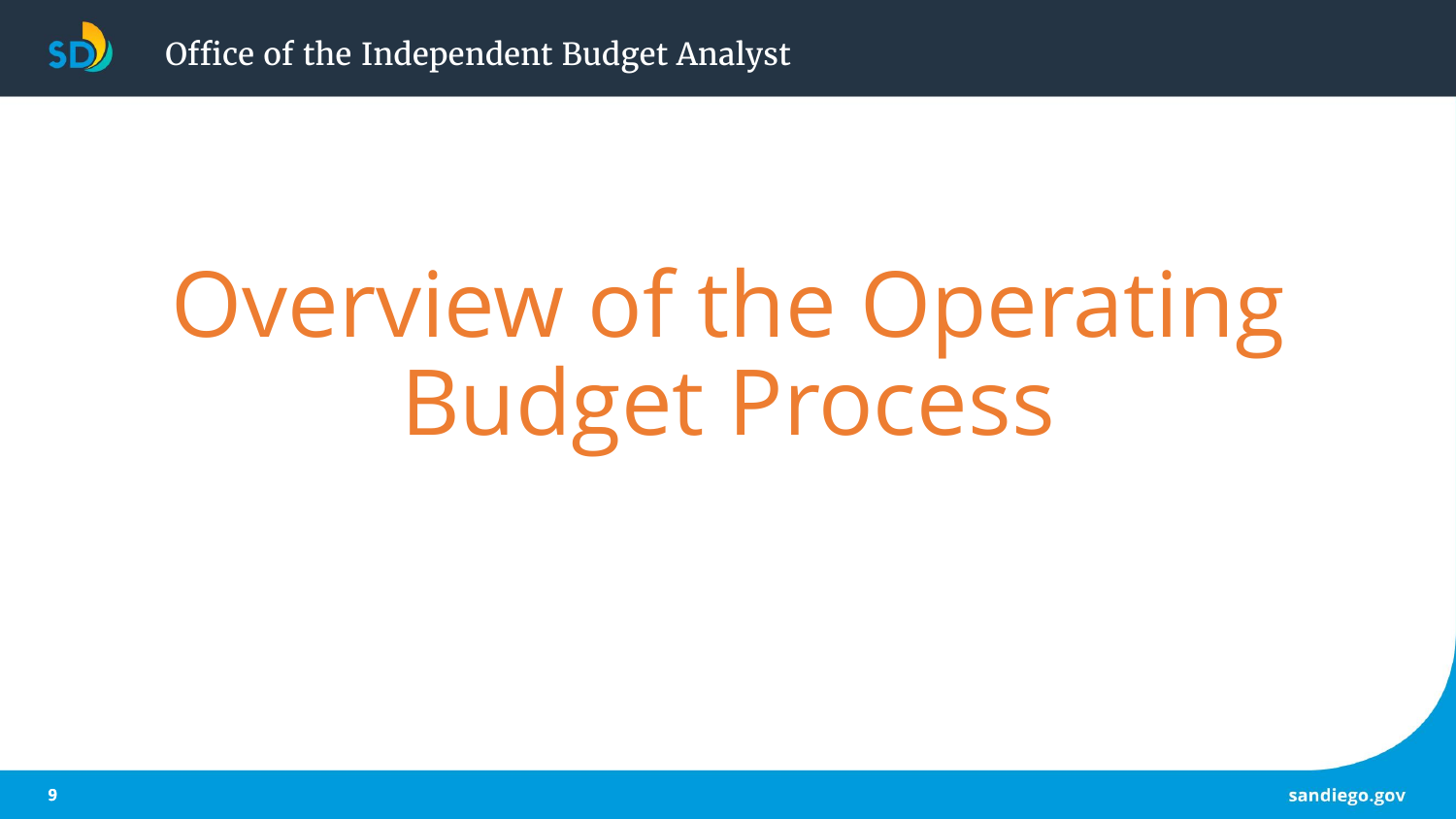# Overview of the Operating Budget Process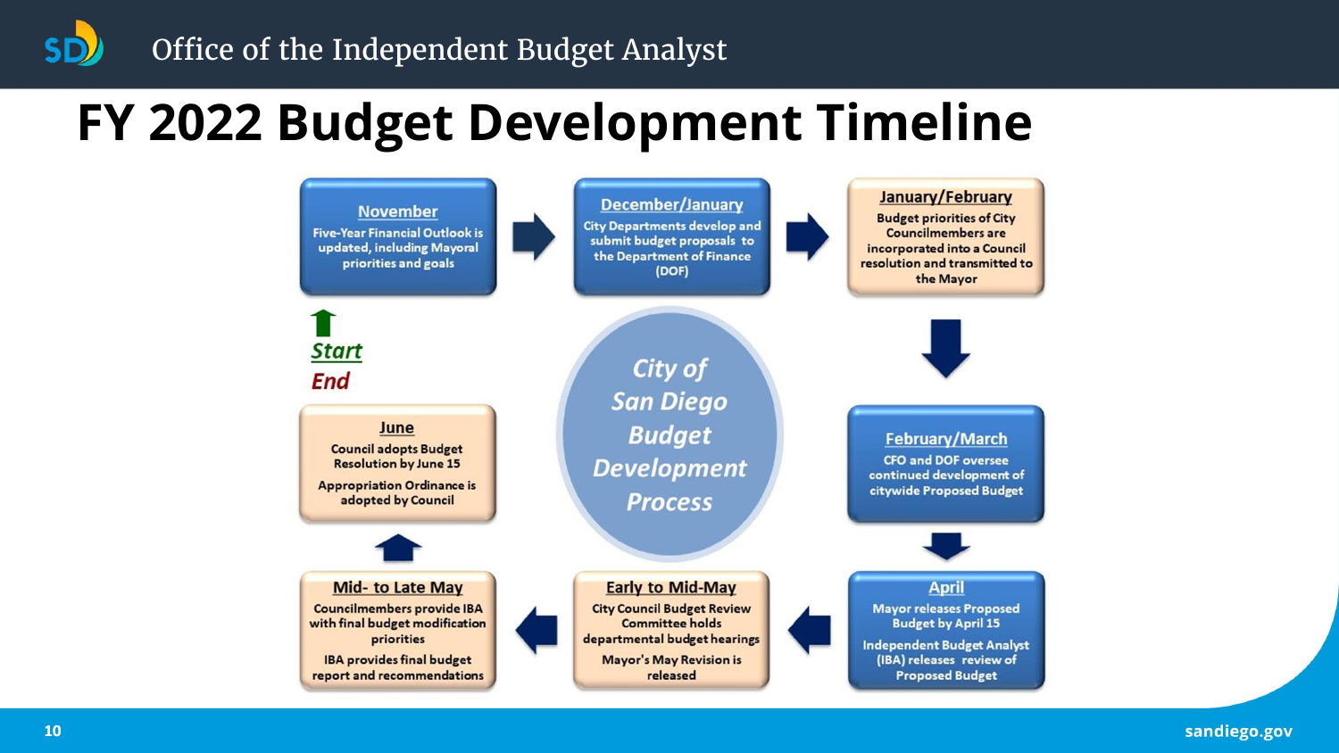# FY 2022 Budget Development Timeline

*City of San Diego Budget Development Process*

**Start**

### November
Five-Year Financial Outlook is updated, including Mayoral priorities and goals

### December/January
City Departments develop and submit budget proposals to the Department of Finance (DOF)

### January/February
Budget priorities of City Councilmembers are incorporated into a Council resolution and transmitted to the Mayor

### February/March
CFO and DOF oversee continued development of citywide Proposed Budget

### April
Mayor releases Proposed Budget by April 15

Independent Budget Analyst (IBA) releases review of Proposed Budget

### Early to Mid-May
City Council Budget Review Committee holds departmental budget hearings

Mayor's May Revision is released

### Mid- to Late May
Councilmembers provide IBA with final budget modification priorities

IBA provides final budget report and recommendations

### June
Council adopts Budget Resolution by June 15

Appropriation Ordinance is adopted by Council

**End**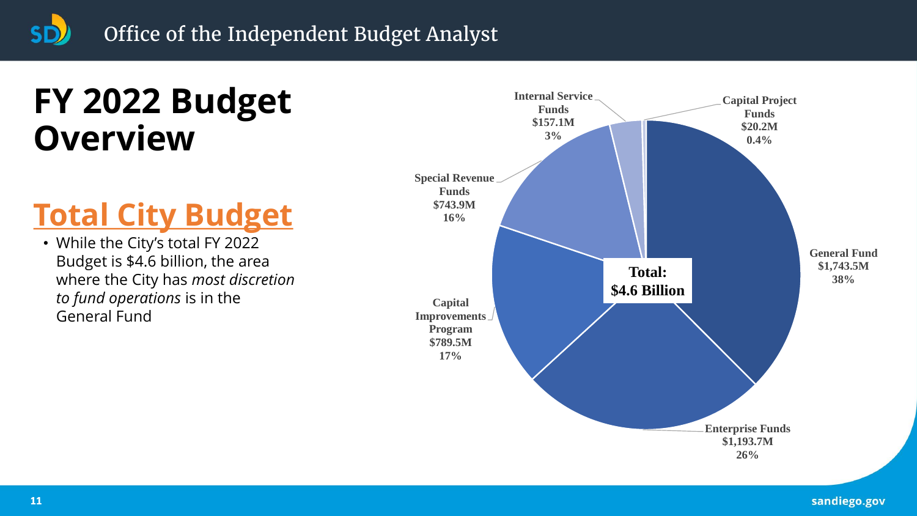# FY 2022 Budget Overview

## Total City Budget

- While the City's total FY 2022 Budget is $4.6 billion, the area where the City has *most discretion to fund operations* is in the General Fund

**Total: $4.6 Billion**

| Fund | Amount | Percent |
| --- | --- | --- |
| General Fund | $1,743.5M | 38% |
| Enterprise Funds | $1,193.7M | 26% |
| Capital Improvements Program | $789.5M | 17% |
| Special Revenue Funds | $743.9M | 16% |
| Internal Service Funds | $157.1M | 3% |
| Capital Project Funds | $20.2M | 0.4% |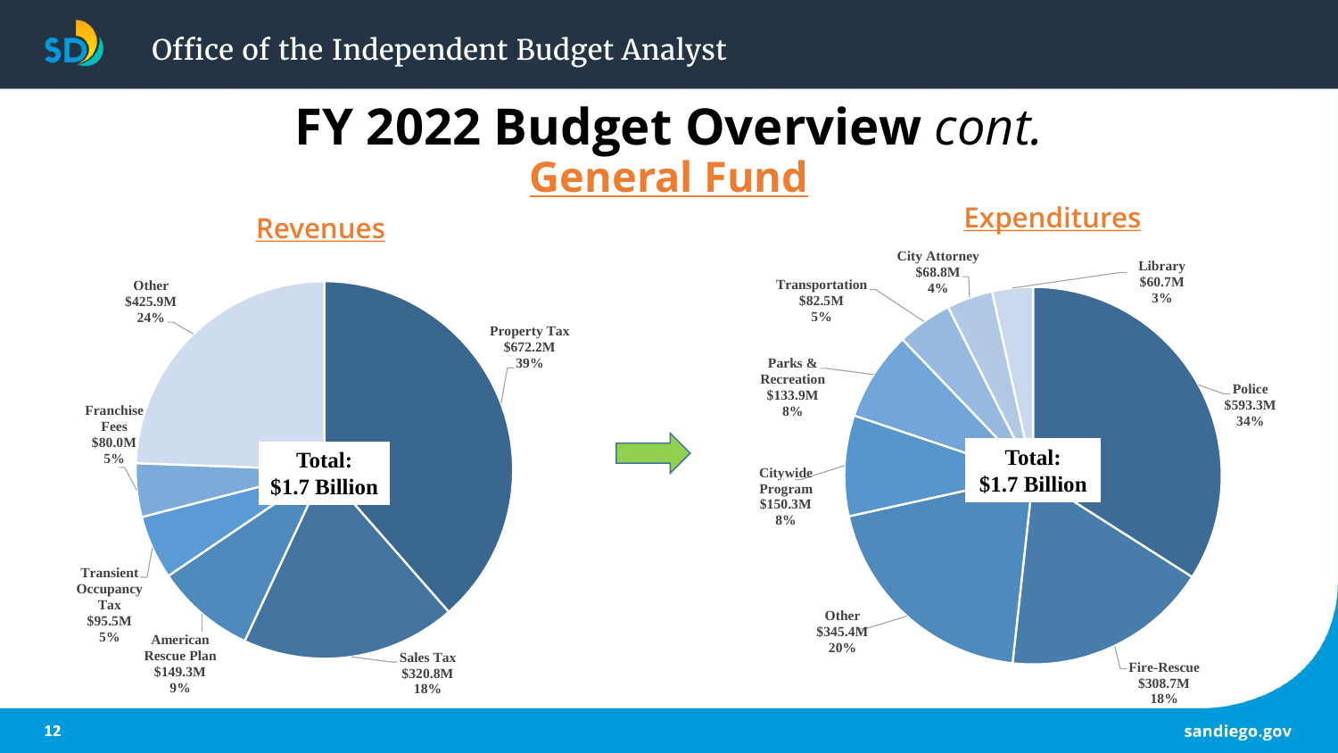# FY 2022 Budget Overview *cont.*

## General Fund

### Revenues

| Source | Amount | Percent |
| --- | --- | --- |
| Property Tax | $672.2M | 39% |
| Sales Tax | $320.8M | 18% |
| American Rescue Plan | $149.3M | 9% |
| Transient Occupancy Tax | $95.5M | 5% |
| Franchise Fees | $80.0M | 5% |
| Other | $425.9M | 24% |

**Total: $1.7 Billion**

### Expenditures

| Department | Amount | Percent |
| --- | --- | --- |
| Police | $593.3M | 34% |
| Fire-Rescue | $308.7M | 18% |
| Other | $345.4M | 20% |
| Citywide Program | $150.3M | 8% |
| Parks & Recreation | $133.9M | 8% |
| Transportation | $82.5M | 5% |
| City Attorney | $68.8M | 4% |
| Library | $60.7M | 3% |

**Total: $1.7 Billion**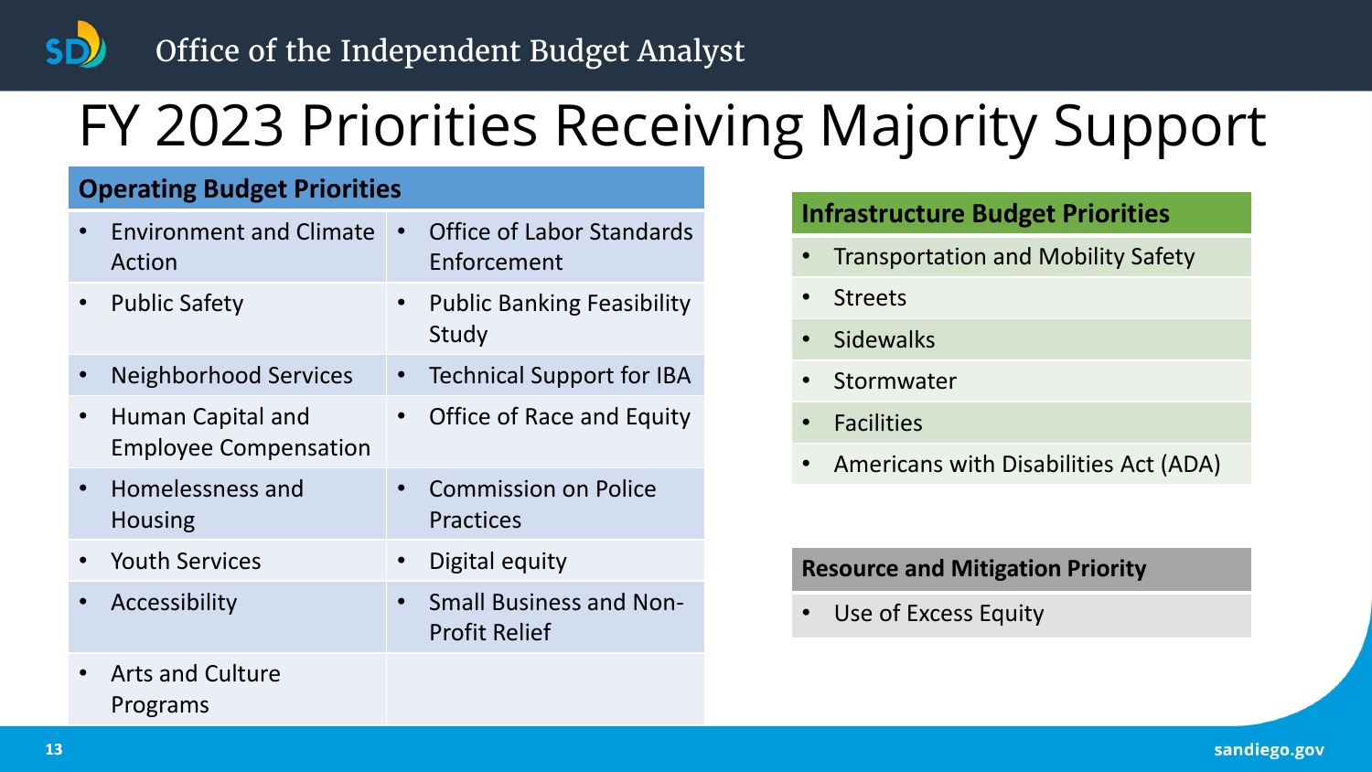# FY 2023 Priorities Receiving Majority Support

| Operating Budget Priorities | |
|---|---|
| • Environment and Climate Action | • Office of Labor Standards Enforcement |
| • Public Safety | • Public Banking Feasibility Study |
| • Neighborhood Services | • Technical Support for IBA |
| • Human Capital and Employee Compensation | • Office of Race and Equity |
| • Homelessness and Housing | • Commission on Police Practices |
| • Youth Services | • Digital equity |
| • Accessibility | • Small Business and Non-Profit Relief |
| • Arts and Culture Programs | |

| Infrastructure Budget Priorities |
|---|
| • Transportation and Mobility Safety |
| • Streets |
| • Sidewalks |
| • Stormwater |
| • Facilities |
| • Americans with Disabilities Act (ADA) |

| Resource and Mitigation Priority |
|---|
| • Use of Excess Equity |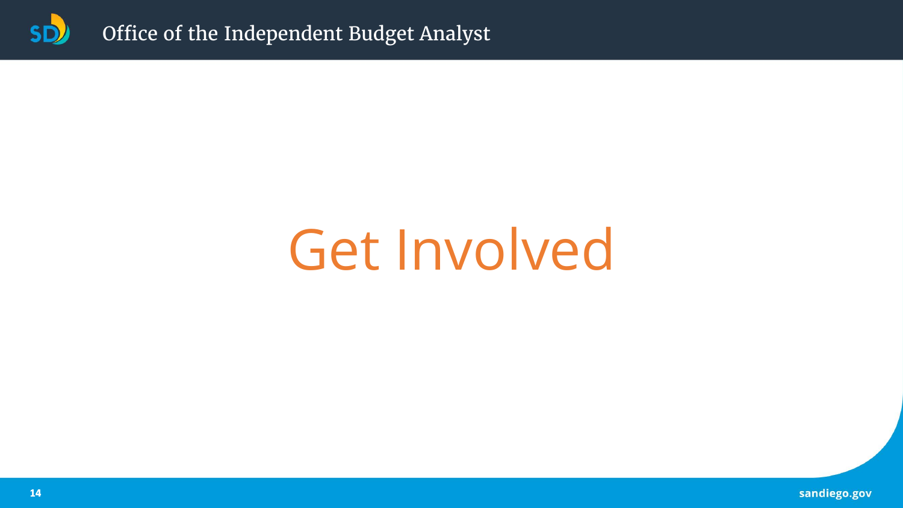# Get Involved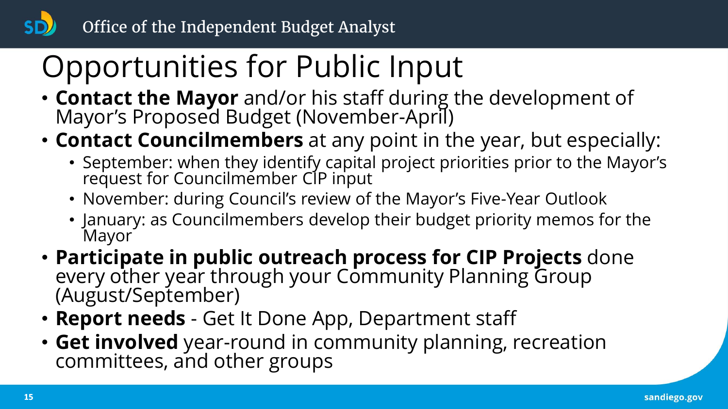# Opportunities for Public Input

- **Contact the Mayor** and/or his staff during the development of Mayor's Proposed Budget (November-April)
- **Contact Councilmembers** at any point in the year, but especially:
  - September: when they identify capital project priorities prior to the Mayor's request for Councilmember CIP input
  - November: during Council's review of the Mayor's Five-Year Outlook
  - January: as Councilmembers develop their budget priority memos for the Mayor
- **Participate in public outreach process for CIP Projects** done every other year through your Community Planning Group (August/September)
- **Report needs** - Get It Done App, Department staff
- **Get involved** year-round in community planning, recreation committees, and other groups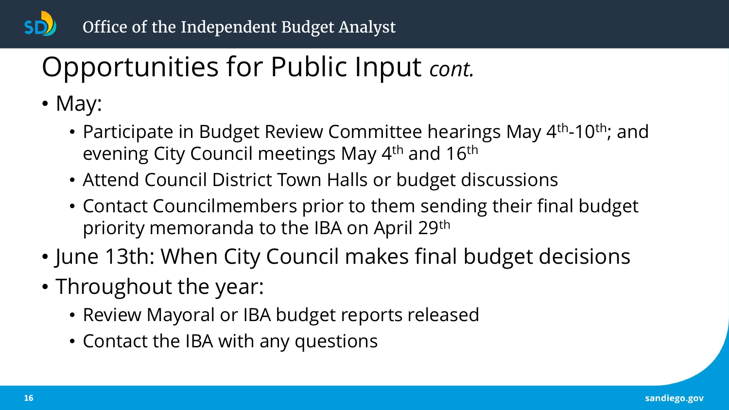# Opportunities for Public Input *cont.*

- May:
  - Participate in Budget Review Committee hearings May 4th-10th; and evening City Council meetings May 4th and 16th
  - Attend Council District Town Halls or budget discussions
  - Contact Councilmembers prior to them sending their final budget priority memoranda to the IBA on April 29th
- June 13th: When City Council makes final budget decisions
- Throughout the year:
  - Review Mayoral or IBA budget reports released
  - Contact the IBA with any questions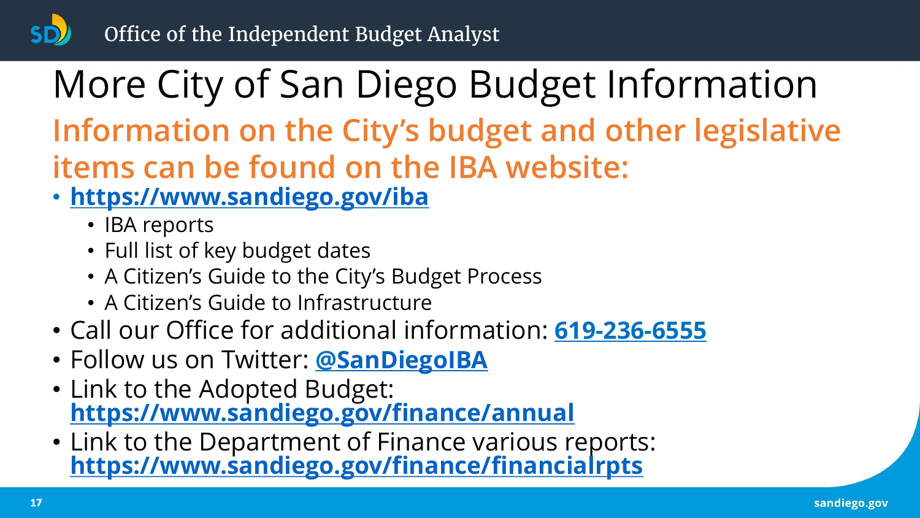# More City of San Diego Budget Information

## Information on the City's budget and other legislative items can be found on the IBA website:

- **https://www.sandiego.gov/iba**
  - IBA reports
  - Full list of key budget dates
  - A Citizen's Guide to the City's Budget Process
  - A Citizen's Guide to Infrastructure
- Call our Office for additional information: **619-236-6555**
- Follow us on Twitter: **@SanDiegoIBA**
- Link to the Adopted Budget: **https://www.sandiego.gov/finance/annual**
- Link to the Department of Finance various reports: **https://www.sandiego.gov/finance/financialrpts**